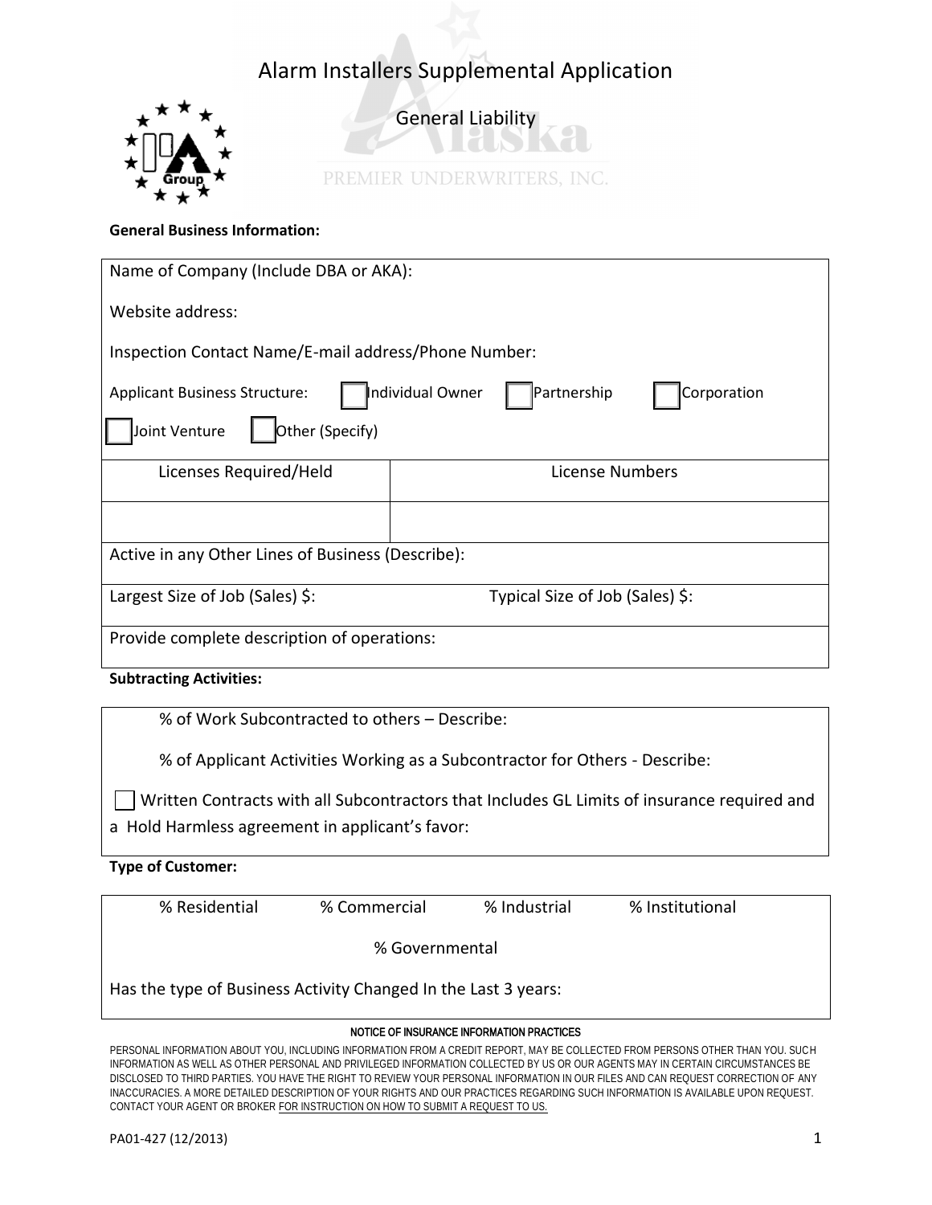# Alarm Installers Supplemental Application

## General Liability

**General Business Information:**

Name of Company (Include DBA or AKA):

Website address:

Inspection Contact Name/E-mail address/Phone Number:

Applicant Business Structure: ☐ Individual Owner ☐ Partnership ☐ Corporation ☐ Joint Venture ☐ Other (Specify)

| Licenses Required/Held | License Numbers |
|---|---|
| | |

Active in any Other Lines of Business (Describe):

Largest Size of Job (Sales) $: Typical Size of Job (Sales) $:

Provide complete description of operations:

**Subtracting Activities:**

% of Work Subcontracted to others – Describe:

% of Applicant Activities Working as a Subcontractor for Others - Describe:

☐ Written Contracts with all Subcontractors that Includes GL Limits of insurance required and a Hold Harmless agreement in applicant's favor:

**Type of Customer:**

% Residential % Commercial % Industrial % Institutional

% Governmental

Has the type of Business Activity Changed In the Last 3 years:

NOTICE OF INSURANCE INFORMATION PRACTICES

PERSONAL INFORMATION ABOUT YOU, INCLUDING INFORMATION FROM A CREDIT REPORT, MAY BE COLLECTED FROM PERSONS OTHER THAN YOU. SUCH INFORMATION AS WELL AS OTHER PERSONAL AND PRIVILEGED INFORMATION COLLECTED BY US OR OUR AGENTS MAY IN CERTAIN CIRCUMSTANCES BE DISCLOSED TO THIRD PARTIES. YOU HAVE THE RIGHT TO REVIEW YOUR PERSONAL INFORMATION IN OUR FILES AND CAN REQUEST CORRECTION OF ANY INACCURACIES. A MORE DETAILED DESCRIPTION OF YOUR RIGHTS AND OUR PRACTICES REGARDING SUCH INFORMATION IS AVAILABLE UPON REQUEST. CONTACT YOUR AGENT OR BROKER FOR INSTRUCTION ON HOW TO SUBMIT A REQUEST TO US.

PA01-427 (12/2013)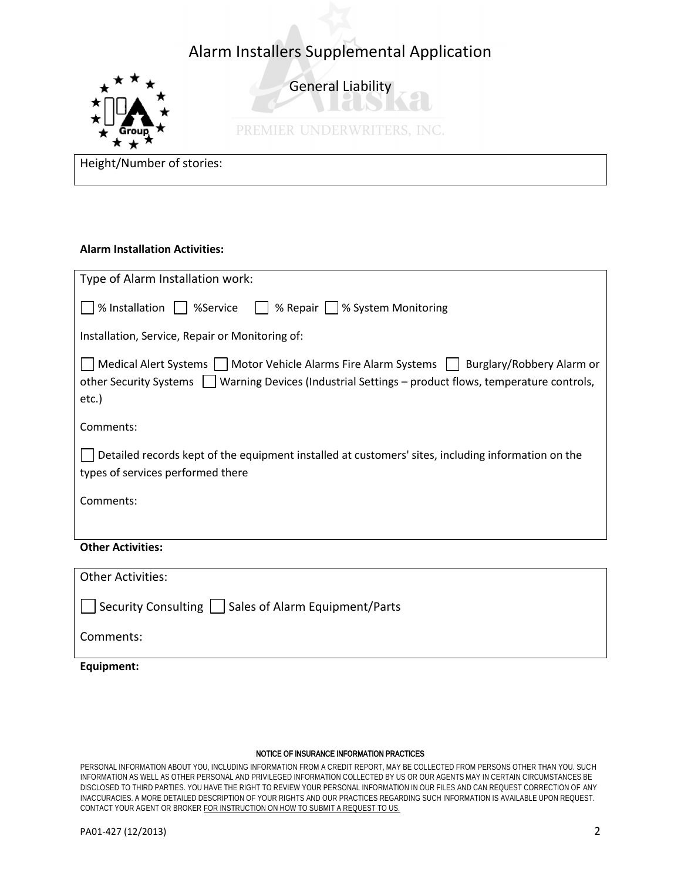# Alarm Installers Supplemental Application

## General Liability

Height/Number of stories:

**Alarm Installation Activities:**

Type of Alarm Installation work:

☐ % Installation ☐ %Service ☐ % Repair ☐ % System Monitoring

Installation, Service, Repair or Monitoring of:

☐ Medical Alert Systems ☐ Motor Vehicle Alarms Fire Alarm Systems ☐ Burglary/Robbery Alarm or other Security Systems ☐ Warning Devices (Industrial Settings – product flows, temperature controls, etc.)

Comments:

☐ Detailed records kept of the equipment installed at customers' sites, including information on the types of services performed there

Comments:

**Other Activities:**

Other Activities:

☐ Security Consulting ☐ Sales of Alarm Equipment/Parts

Comments:

**Equipment:**

NOTICE OF INSURANCE INFORMATION PRACTICES

PERSONAL INFORMATION ABOUT YOU, INCLUDING INFORMATION FROM A CREDIT REPORT, MAY BE COLLECTED FROM PERSONS OTHER THAN YOU. SUCH INFORMATION AS WELL AS OTHER PERSONAL AND PRIVILEGED INFORMATION COLLECTED BY US OR OUR AGENTS MAY IN CERTAIN CIRCUMSTANCES BE DISCLOSED TO THIRD PARTIES. YOU HAVE THE RIGHT TO REVIEW YOUR PERSONAL INFORMATION IN OUR FILES AND CAN REQUEST CORRECTION OF ANY INACCURACIES. A MORE DETAILED DESCRIPTION OF YOUR RIGHTS AND OUR PRACTICES REGARDING SUCH INFORMATION IS AVAILABLE UPON REQUEST. CONTACT YOUR AGENT OR BROKER FOR INSTRUCTION ON HOW TO SUBMIT A REQUEST TO US.

PA01-427 (12/2013)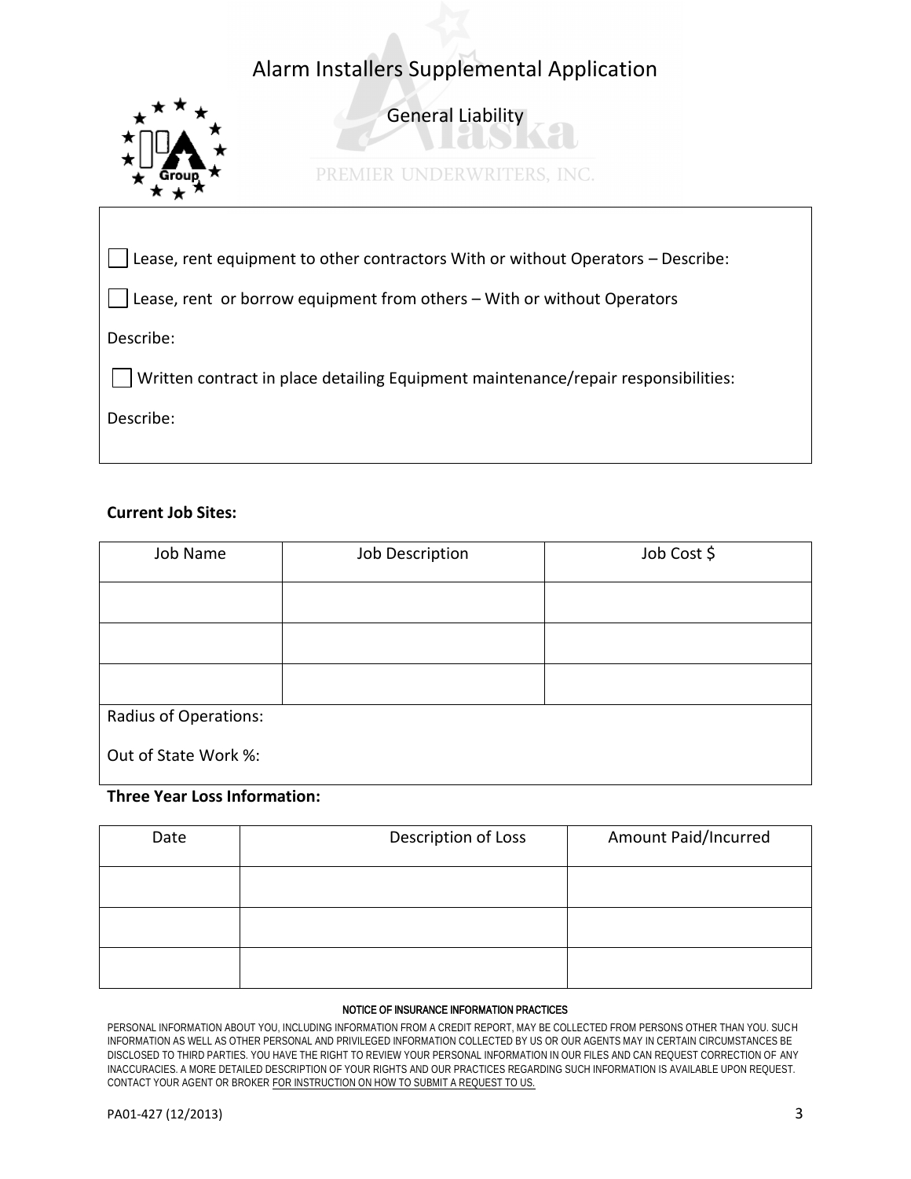# Alarm Installers Supplemental Application

## General Liability

☐ Lease, rent equipment to other contractors With or without Operators – Describe:

☐ Lease, rent or borrow equipment from others – With or without Operators

Describe:

☐ Written contract in place detailing Equipment maintenance/repair responsibilities:

Describe:

**Current Job Sites:**

| Job Name | Job Description | Job Cost $ |
|---|---|---|
| | | |
| | | |
| | | |

Radius of Operations:

Out of State Work %:

**Three Year Loss Information:**

| Date | Description of Loss | Amount Paid/Incurred |
|---|---|---|
| | | |
| | | |
| | | |

NOTICE OF INSURANCE INFORMATION PRACTICES

PERSONAL INFORMATION ABOUT YOU, INCLUDING INFORMATION FROM A CREDIT REPORT, MAY BE COLLECTED FROM PERSONS OTHER THAN YOU. SUCH INFORMATION AS WELL AS OTHER PERSONAL AND PRIVILEGED INFORMATION COLLECTED BY US OR OUR AGENTS MAY IN CERTAIN CIRCUMSTANCES BE DISCLOSED TO THIRD PARTIES. YOU HAVE THE RIGHT TO REVIEW YOUR PERSONAL INFORMATION IN OUR FILES AND CAN REQUEST CORRECTION OF ANY INACCURACIES. A MORE DETAILED DESCRIPTION OF YOUR RIGHTS AND OUR PRACTICES REGARDING SUCH INFORMATION IS AVAILABLE UPON REQUEST. CONTACT YOUR AGENT OR BROKER FOR INSTRUCTION ON HOW TO SUBMIT A REQUEST TO US.

PA01-427 (12/2013)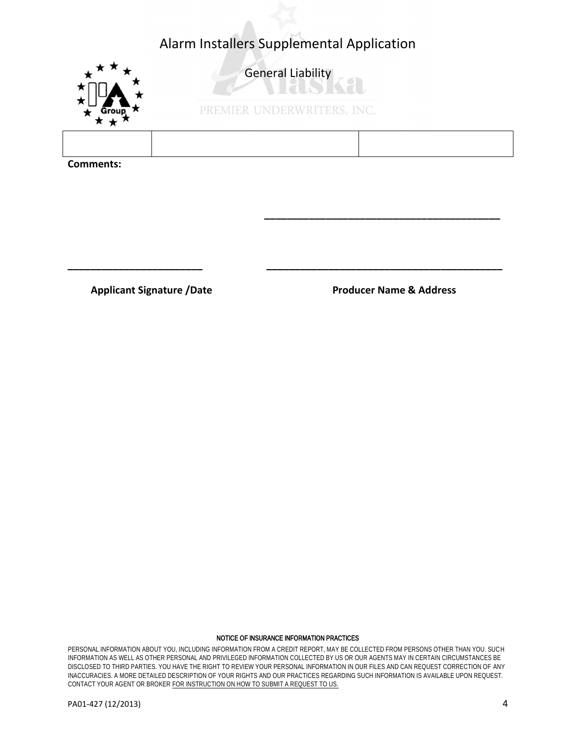# Alarm Installers Supplemental Application

## General Liability

PREMIER UNDERWRITERS, INC.

| | | |
|---|---|---|
| | | |

**Comments:**

\_\_\_\_\_\_\_\_\_\_\_\_\_\_\_\_\_\_\_\_\_\_\_\_\_\_\_\_\_\_\_\_\_\_\_\_\_\_\_\_

\_\_\_\_\_\_\_\_\_\_\_\_\_\_\_\_\_\_\_\_\_\_\_ \_\_\_\_\_\_\_\_\_\_\_\_\_\_\_\_\_\_\_\_\_\_\_\_\_\_\_\_\_\_\_\_\_\_\_\_\_\_\_\_

**Applicant Signature /Date** **Producer Name & Address**

NOTICE OF INSURANCE INFORMATION PRACTICES

PERSONAL INFORMATION ABOUT YOU, INCLUDING INFORMATION FROM A CREDIT REPORT, MAY BE COLLECTED FROM PERSONS OTHER THAN YOU. SUCH INFORMATION AS WELL AS OTHER PERSONAL AND PRIVILEGED INFORMATION COLLECTED BY US OR OUR AGENTS MAY IN CERTAIN CIRCUMSTANCES BE DISCLOSED TO THIRD PARTIES. YOU HAVE THE RIGHT TO REVIEW YOUR PERSONAL INFORMATION IN OUR FILES AND CAN REQUEST CORRECTION OF ANY INACCURACIES. A MORE DETAILED DESCRIPTION OF YOUR RIGHTS AND OUR PRACTICES REGARDING SUCH INFORMATION IS AVAILABLE UPON REQUEST. CONTACT YOUR AGENT OR BROKER FOR INSTRUCTION ON HOW TO SUBMIT A REQUEST TO US.

PA01-427 (12/2013)